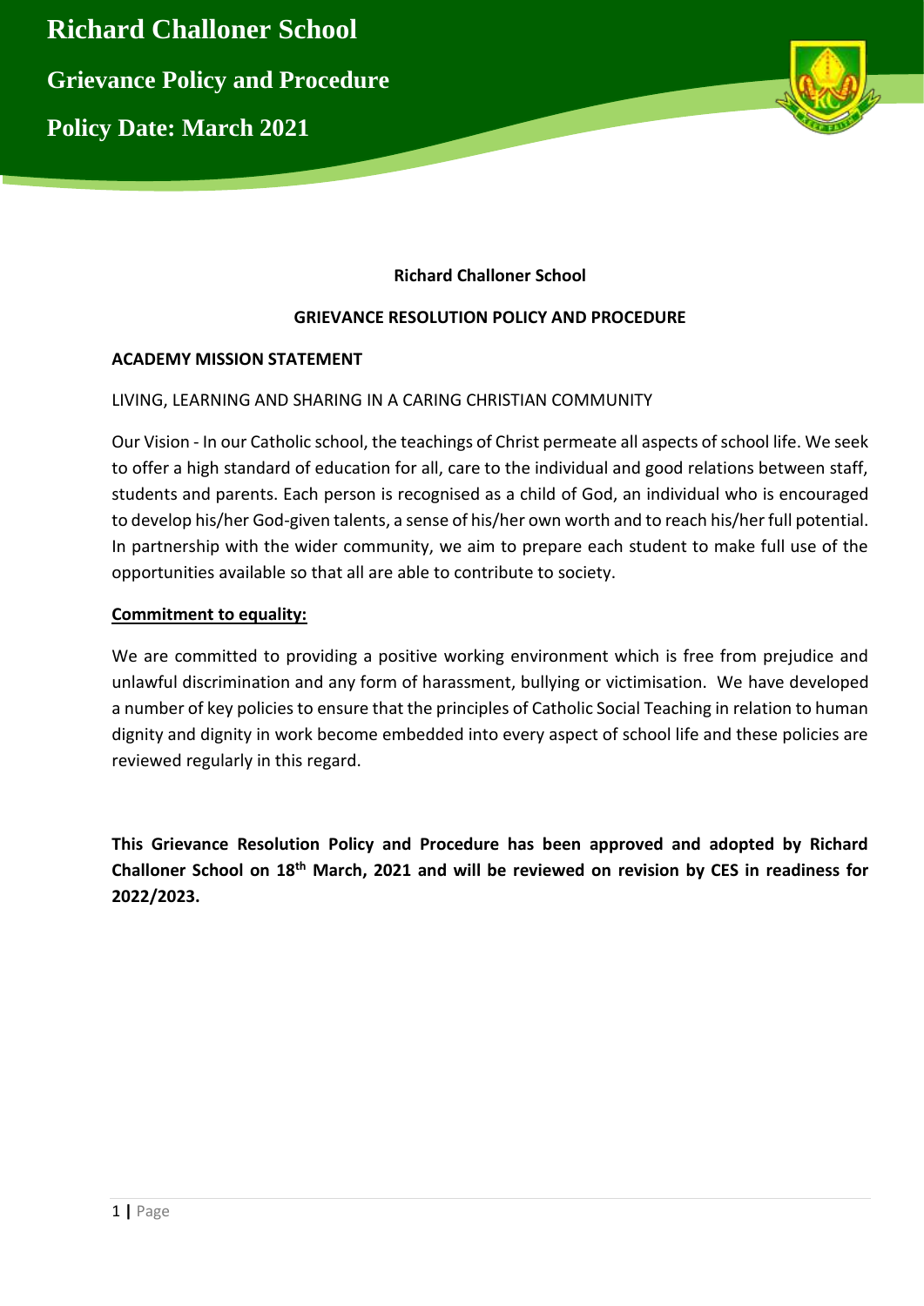# Richard Challoner School

## Grievance Policy and Procedure

## Policy Date: March 2021

**Richard Challoner School**

**GRIEVANCE RESOLUTION POLICY AND PROCEDURE**

**ACADEMY MISSION STATEMENT**

LIVING, LEARNING AND SHARING IN A CARING CHRISTIAN COMMUNITY

Our Vision - In our Catholic school, the teachings of Christ permeate all aspects of school life. We seek to offer a high standard of education for all, care to the individual and good relations between staff, students and parents. Each person is recognised as a child of God, an individual who is encouraged to develop his/her God-given talents, a sense of his/her own worth and to reach his/her full potential. In partnership with the wider community, we aim to prepare each student to make full use of the opportunities available so that all are able to contribute to society.

**Commitment to equality:**

We are committed to providing a positive working environment which is free from prejudice and unlawful discrimination and any form of harassment, bullying or victimisation. We have developed a number of key policies to ensure that the principles of Catholic Social Teaching in relation to human dignity and dignity in work become embedded into every aspect of school life and these policies are reviewed regularly in this regard.

**This Grievance Resolution Policy and Procedure has been approved and adopted by Richard Challoner School on 18th March, 2021 and will be reviewed on revision by CES in readiness for 2022/2023.**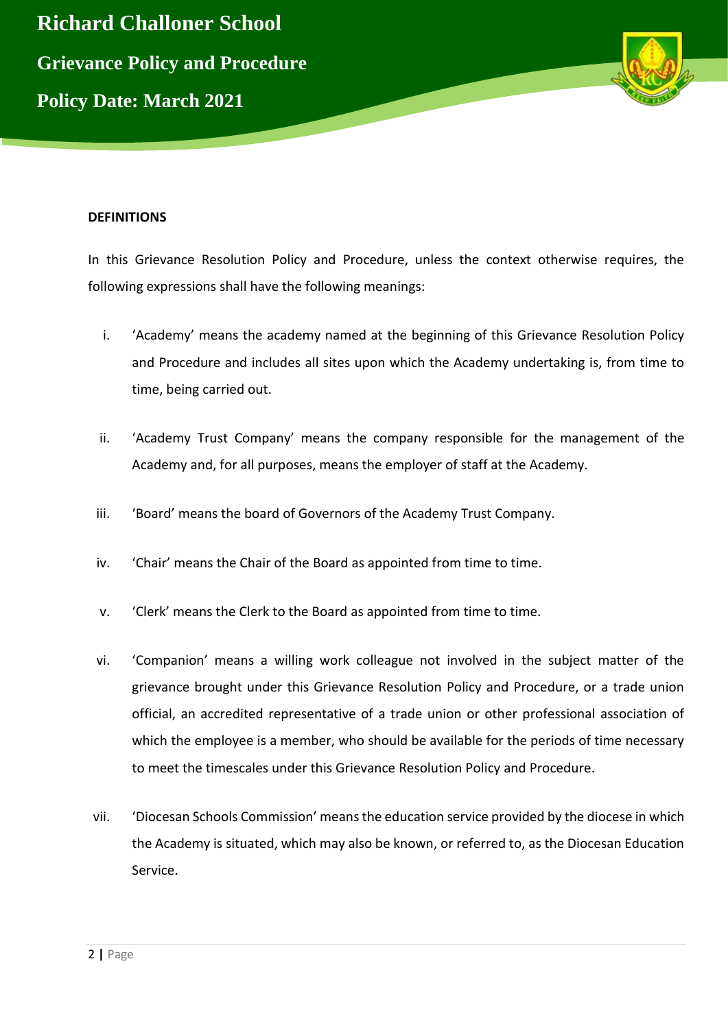## DEFINITIONS

In this Grievance Resolution Policy and Procedure, unless the context otherwise requires, the following expressions shall have the following meanings:

i. 'Academy' means the academy named at the beginning of this Grievance Resolution Policy and Procedure and includes all sites upon which the Academy undertaking is, from time to time, being carried out.

ii. 'Academy Trust Company' means the company responsible for the management of the Academy and, for all purposes, means the employer of staff at the Academy.

iii. 'Board' means the board of Governors of the Academy Trust Company.

iv. 'Chair' means the Chair of the Board as appointed from time to time.

v. 'Clerk' means the Clerk to the Board as appointed from time to time.

vi. 'Companion' means a willing work colleague not involved in the subject matter of the grievance brought under this Grievance Resolution Policy and Procedure, or a trade union official, an accredited representative of a trade union or other professional association of which the employee is a member, who should be available for the periods of time necessary to meet the timescales under this Grievance Resolution Policy and Procedure.

vii. 'Diocesan Schools Commission' means the education service provided by the diocese in which the Academy is situated, which may also be known, or referred to, as the Diocesan Education Service.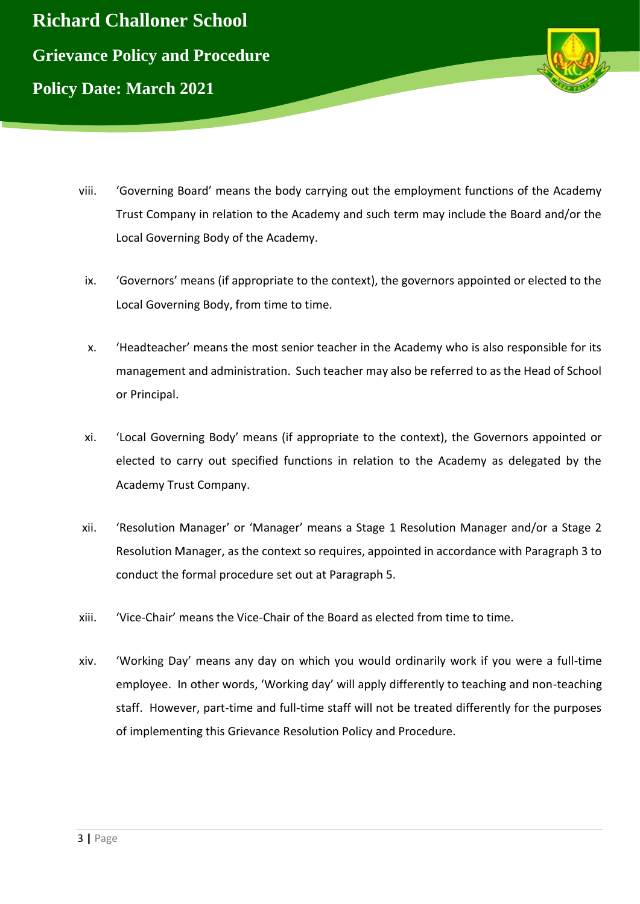viii. 'Governing Board' means the body carrying out the employment functions of the Academy Trust Company in relation to the Academy and such term may include the Board and/or the Local Governing Body of the Academy.

ix. 'Governors' means (if appropriate to the context), the governors appointed or elected to the Local Governing Body, from time to time.

x. 'Headteacher' means the most senior teacher in the Academy who is also responsible for its management and administration. Such teacher may also be referred to as the Head of School or Principal.

xi. 'Local Governing Body' means (if appropriate to the context), the Governors appointed or elected to carry out specified functions in relation to the Academy as delegated by the Academy Trust Company.

xii. 'Resolution Manager' or 'Manager' means a Stage 1 Resolution Manager and/or a Stage 2 Resolution Manager, as the context so requires, appointed in accordance with Paragraph 3 to conduct the formal procedure set out at Paragraph 5.

xiii. 'Vice-Chair' means the Vice-Chair of the Board as elected from time to time.

xiv. 'Working Day' means any day on which you would ordinarily work if you were a full-time employee. In other words, 'Working day' will apply differently to teaching and non-teaching staff. However, part-time and full-time staff will not be treated differently for the purposes of implementing this Grievance Resolution Policy and Procedure.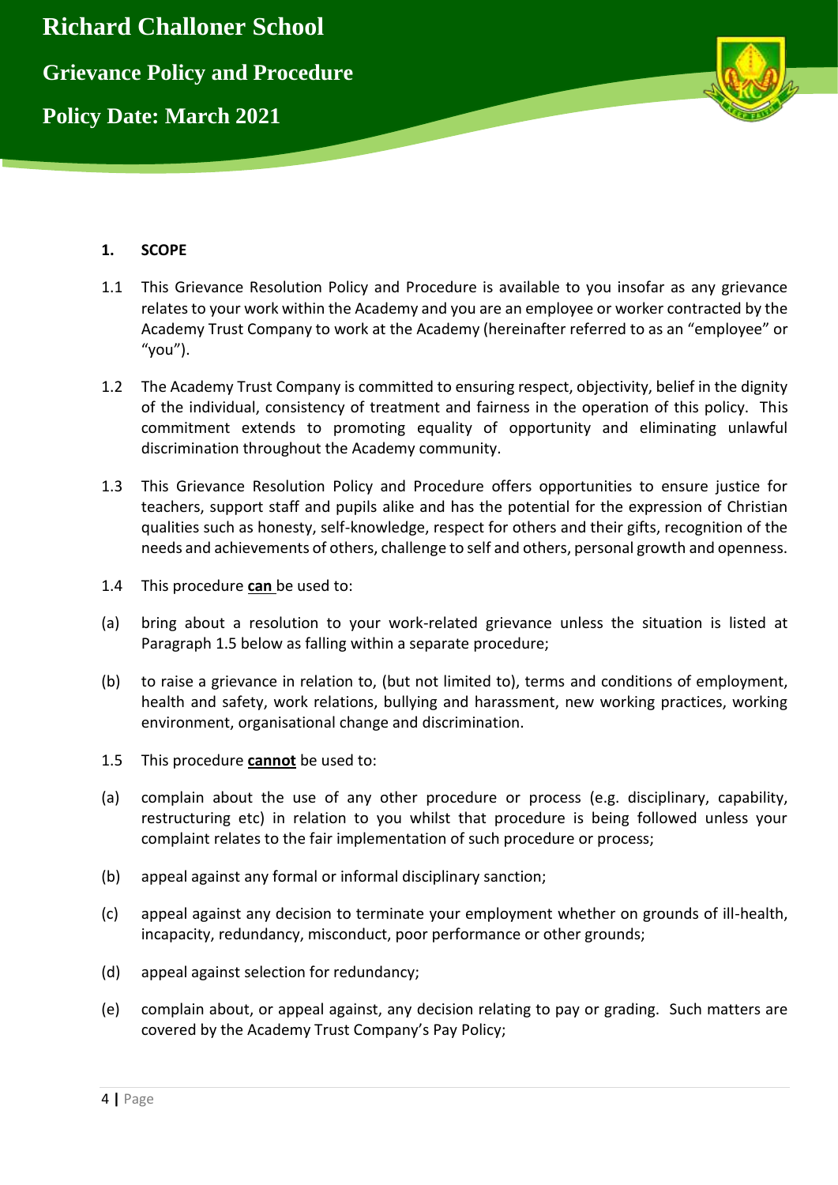## 1. SCOPE

1.1 This Grievance Resolution Policy and Procedure is available to you insofar as any grievance relates to your work within the Academy and you are an employee or worker contracted by the Academy Trust Company to work at the Academy (hereinafter referred to as an "employee" or "you").

1.2 The Academy Trust Company is committed to ensuring respect, objectivity, belief in the dignity of the individual, consistency of treatment and fairness in the operation of this policy. This commitment extends to promoting equality of opportunity and eliminating unlawful discrimination throughout the Academy community.

1.3 This Grievance Resolution Policy and Procedure offers opportunities to ensure justice for teachers, support staff and pupils alike and has the potential for the expression of Christian qualities such as honesty, self-knowledge, respect for others and their gifts, recognition of the needs and achievements of others, challenge to self and others, personal growth and openness.

1.4 This procedure **can** be used to:

(a) bring about a resolution to your work-related grievance unless the situation is listed at Paragraph 1.5 below as falling within a separate procedure;

(b) to raise a grievance in relation to, (but not limited to), terms and conditions of employment, health and safety, work relations, bullying and harassment, new working practices, working environment, organisational change and discrimination.

1.5 This procedure **cannot** be used to:

(a) complain about the use of any other procedure or process (e.g. disciplinary, capability, restructuring etc) in relation to you whilst that procedure is being followed unless your complaint relates to the fair implementation of such procedure or process;

(b) appeal against any formal or informal disciplinary sanction;

(c) appeal against any decision to terminate your employment whether on grounds of ill-health, incapacity, redundancy, misconduct, poor performance or other grounds;

(d) appeal against selection for redundancy;

(e) complain about, or appeal against, any decision relating to pay or grading. Such matters are covered by the Academy Trust Company's Pay Policy;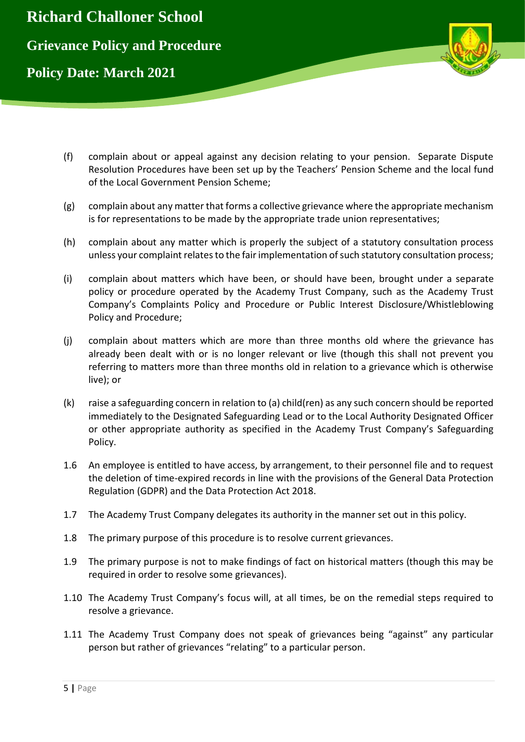(f) complain about or appeal against any decision relating to your pension. Separate Dispute Resolution Procedures have been set up by the Teachers' Pension Scheme and the local fund of the Local Government Pension Scheme;

(g) complain about any matter that forms a collective grievance where the appropriate mechanism is for representations to be made by the appropriate trade union representatives;

(h) complain about any matter which is properly the subject of a statutory consultation process unless your complaint relates to the fair implementation of such statutory consultation process;

(i) complain about matters which have been, or should have been, brought under a separate policy or procedure operated by the Academy Trust Company, such as the Academy Trust Company's Complaints Policy and Procedure or Public Interest Disclosure/Whistleblowing Policy and Procedure;

(j) complain about matters which are more than three months old where the grievance has already been dealt with or is no longer relevant or live (though this shall not prevent you referring to matters more than three months old in relation to a grievance which is otherwise live); or

(k) raise a safeguarding concern in relation to (a) child(ren) as any such concern should be reported immediately to the Designated Safeguarding Lead or to the Local Authority Designated Officer or other appropriate authority as specified in the Academy Trust Company's Safeguarding Policy.

1.6 An employee is entitled to have access, by arrangement, to their personnel file and to request the deletion of time-expired records in line with the provisions of the General Data Protection Regulation (GDPR) and the Data Protection Act 2018.

1.7 The Academy Trust Company delegates its authority in the manner set out in this policy.

1.8 The primary purpose of this procedure is to resolve current grievances.

1.9 The primary purpose is not to make findings of fact on historical matters (though this may be required in order to resolve some grievances).

1.10 The Academy Trust Company's focus will, at all times, be on the remedial steps required to resolve a grievance.

1.11 The Academy Trust Company does not speak of grievances being "against" any particular person but rather of grievances "relating" to a particular person.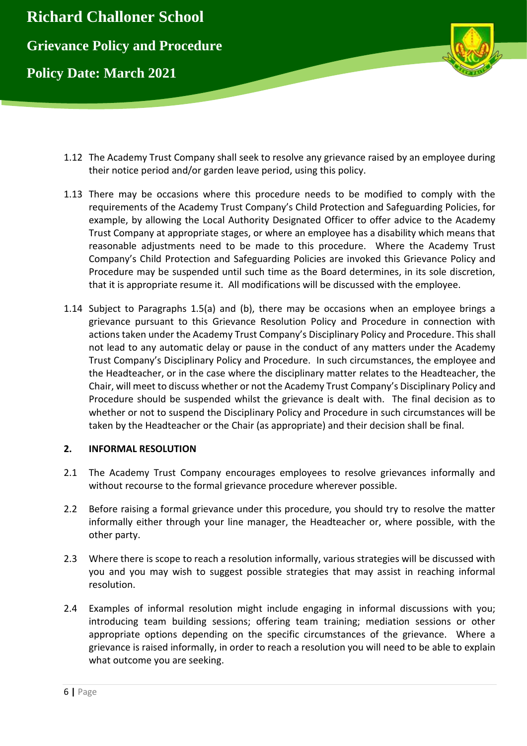1.12 The Academy Trust Company shall seek to resolve any grievance raised by an employee during their notice period and/or garden leave period, using this policy.

1.13 There may be occasions where this procedure needs to be modified to comply with the requirements of the Academy Trust Company's Child Protection and Safeguarding Policies, for example, by allowing the Local Authority Designated Officer to offer advice to the Academy Trust Company at appropriate stages, or where an employee has a disability which means that reasonable adjustments need to be made to this procedure. Where the Academy Trust Company's Child Protection and Safeguarding Policies are invoked this Grievance Policy and Procedure may be suspended until such time as the Board determines, in its sole discretion, that it is appropriate resume it. All modifications will be discussed with the employee.

1.14 Subject to Paragraphs 1.5(a) and (b), there may be occasions when an employee brings a grievance pursuant to this Grievance Resolution Policy and Procedure in connection with actions taken under the Academy Trust Company's Disciplinary Policy and Procedure. This shall not lead to any automatic delay or pause in the conduct of any matters under the Academy Trust Company's Disciplinary Policy and Procedure. In such circumstances, the employee and the Headteacher, or in the case where the disciplinary matter relates to the Headteacher, the Chair, will meet to discuss whether or not the Academy Trust Company's Disciplinary Policy and Procedure should be suspended whilst the grievance is dealt with. The final decision as to whether or not to suspend the Disciplinary Policy and Procedure in such circumstances will be taken by the Headteacher or the Chair (as appropriate) and their decision shall be final.

## 2. INFORMAL RESOLUTION

2.1 The Academy Trust Company encourages employees to resolve grievances informally and without recourse to the formal grievance procedure wherever possible.

2.2 Before raising a formal grievance under this procedure, you should try to resolve the matter informally either through your line manager, the Headteacher or, where possible, with the other party.

2.3 Where there is scope to reach a resolution informally, various strategies will be discussed with you and you may wish to suggest possible strategies that may assist in reaching informal resolution.

2.4 Examples of informal resolution might include engaging in informal discussions with you; introducing team building sessions; offering team training; mediation sessions or other appropriate options depending on the specific circumstances of the grievance. Where a grievance is raised informally, in order to reach a resolution you will need to be able to explain what outcome you are seeking.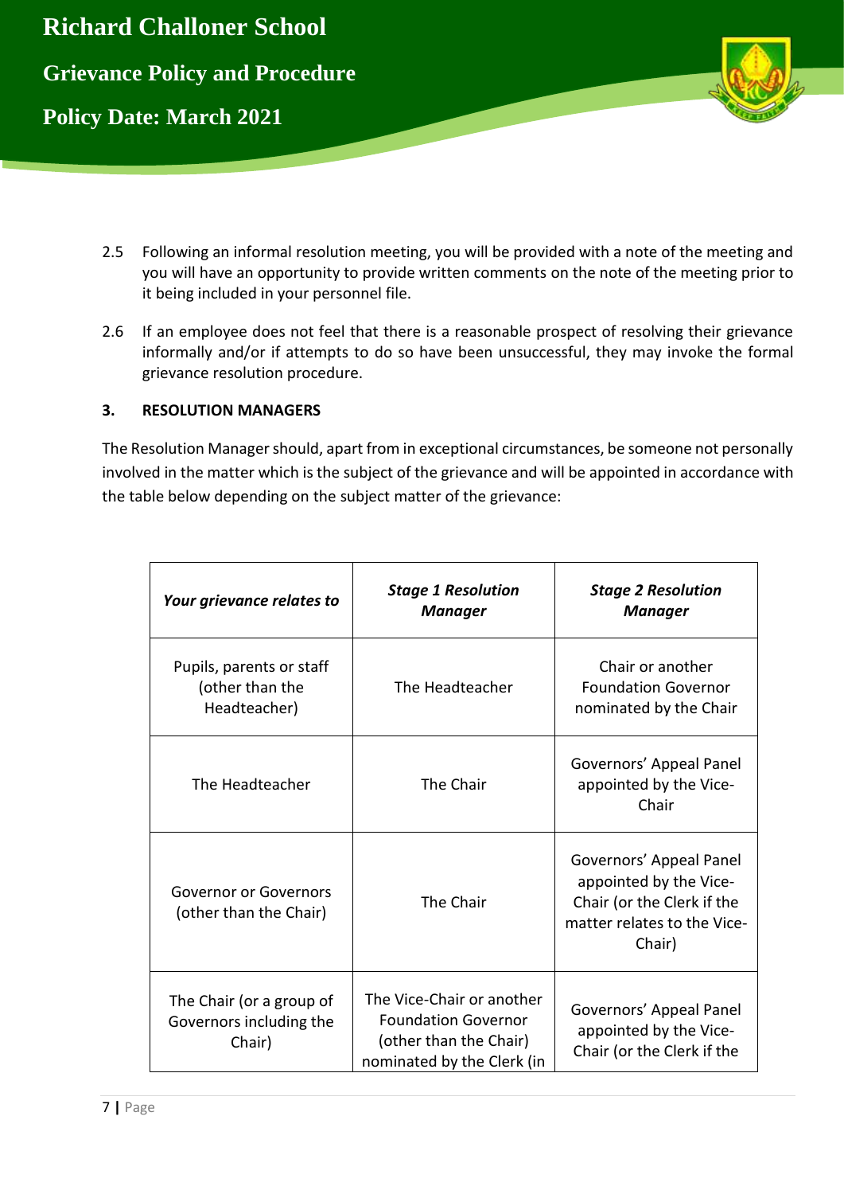2.5 Following an informal resolution meeting, you will be provided with a note of the meeting and you will have an opportunity to provide written comments on the note of the meeting prior to it being included in your personnel file.

2.6 If an employee does not feel that there is a reasonable prospect of resolving their grievance informally and/or if attempts to do so have been unsuccessful, they may invoke the formal grievance resolution procedure.

### 3. RESOLUTION MANAGERS

The Resolution Manager should, apart from in exceptional circumstances, be someone not personally involved in the matter which is the subject of the grievance and will be appointed in accordance with the table below depending on the subject matter of the grievance:

| ***Your grievance relates to*** | ***Stage 1 Resolution Manager*** | ***Stage 2 Resolution Manager*** |
|---|---|---|
| Pupils, parents or staff (other than the Headteacher) | The Headteacher | Chair or another Foundation Governor nominated by the Chair |
| The Headteacher | The Chair | Governors' Appeal Panel appointed by the Vice-Chair |
| Governor or Governors (other than the Chair) | The Chair | Governors' Appeal Panel appointed by the Vice-Chair (or the Clerk if the matter relates to the Vice-Chair) |
| The Chair (or a group of Governors including the Chair) | The Vice-Chair or another Foundation Governor (other than the Chair) nominated by the Clerk (in | Governors' Appeal Panel appointed by the Vice-Chair (or the Clerk if the |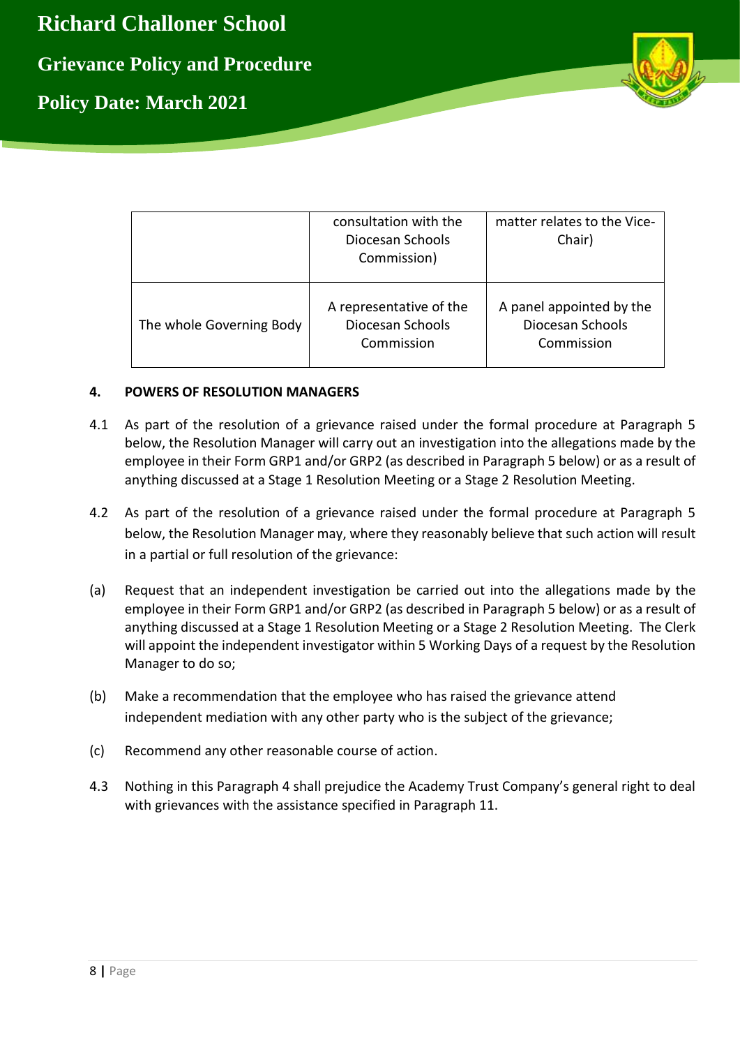|  |  |  |
|---|---|---|
|  | consultation with the Diocesan Schools Commission) | matter relates to the Vice-Chair) |
| The whole Governing Body | A representative of the Diocesan Schools Commission | A panel appointed by the Diocesan Schools Commission |

## 4. POWERS OF RESOLUTION MANAGERS

4.1 As part of the resolution of a grievance raised under the formal procedure at Paragraph 5 below, the Resolution Manager will carry out an investigation into the allegations made by the employee in their Form GRP1 and/or GRP2 (as described in Paragraph 5 below) or as a result of anything discussed at a Stage 1 Resolution Meeting or a Stage 2 Resolution Meeting.

4.2 As part of the resolution of a grievance raised under the formal procedure at Paragraph 5 below, the Resolution Manager may, where they reasonably believe that such action will result in a partial or full resolution of the grievance:

(a) Request that an independent investigation be carried out into the allegations made by the employee in their Form GRP1 and/or GRP2 (as described in Paragraph 5 below) or as a result of anything discussed at a Stage 1 Resolution Meeting or a Stage 2 Resolution Meeting. The Clerk will appoint the independent investigator within 5 Working Days of a request by the Resolution Manager to do so;

(b) Make a recommendation that the employee who has raised the grievance attend independent mediation with any other party who is the subject of the grievance;

(c) Recommend any other reasonable course of action.

4.3 Nothing in this Paragraph 4 shall prejudice the Academy Trust Company's general right to deal with grievances with the assistance specified in Paragraph 11.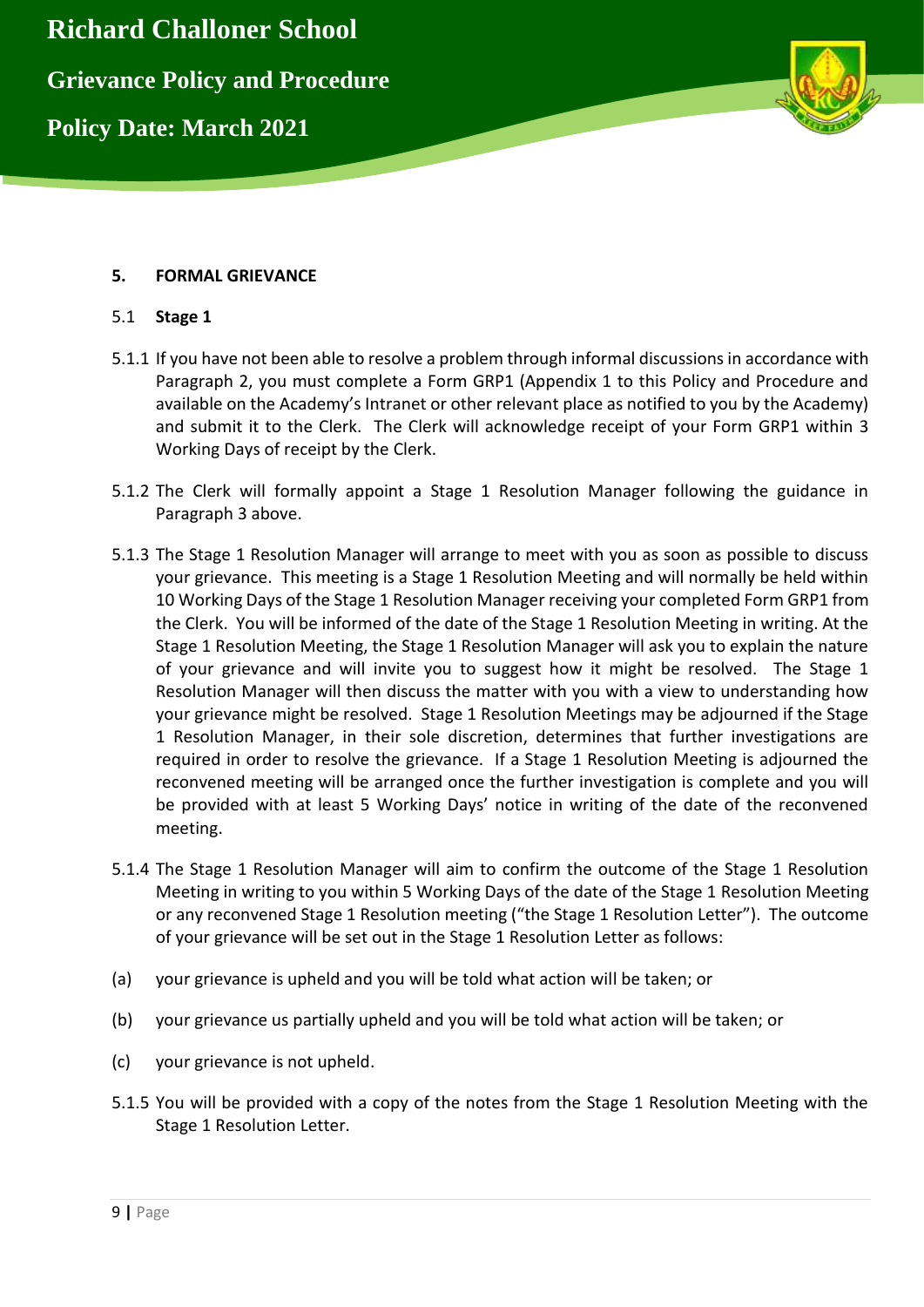## 5. FORMAL GRIEVANCE

### 5.1 Stage 1

5.1.1 If you have not been able to resolve a problem through informal discussions in accordance with Paragraph 2, you must complete a Form GRP1 (Appendix 1 to this Policy and Procedure and available on the Academy's Intranet or other relevant place as notified to you by the Academy) and submit it to the Clerk. The Clerk will acknowledge receipt of your Form GRP1 within 3 Working Days of receipt by the Clerk.

5.1.2 The Clerk will formally appoint a Stage 1 Resolution Manager following the guidance in Paragraph 3 above.

5.1.3 The Stage 1 Resolution Manager will arrange to meet with you as soon as possible to discuss your grievance. This meeting is a Stage 1 Resolution Meeting and will normally be held within 10 Working Days of the Stage 1 Resolution Manager receiving your completed Form GRP1 from the Clerk. You will be informed of the date of the Stage 1 Resolution Meeting in writing. At the Stage 1 Resolution Meeting, the Stage 1 Resolution Manager will ask you to explain the nature of your grievance and will invite you to suggest how it might be resolved. The Stage 1 Resolution Manager will then discuss the matter with you with a view to understanding how your grievance might be resolved. Stage 1 Resolution Meetings may be adjourned if the Stage 1 Resolution Manager, in their sole discretion, determines that further investigations are required in order to resolve the grievance. If a Stage 1 Resolution Meeting is adjourned the reconvened meeting will be arranged once the further investigation is complete and you will be provided with at least 5 Working Days' notice in writing of the date of the reconvened meeting.

5.1.4 The Stage 1 Resolution Manager will aim to confirm the outcome of the Stage 1 Resolution Meeting in writing to you within 5 Working Days of the date of the Stage 1 Resolution Meeting or any reconvened Stage 1 Resolution meeting ("the Stage 1 Resolution Letter"). The outcome of your grievance will be set out in the Stage 1 Resolution Letter as follows:

(a) your grievance is upheld and you will be told what action will be taken; or

(b) your grievance us partially upheld and you will be told what action will be taken; or

(c) your grievance is not upheld.

5.1.5 You will be provided with a copy of the notes from the Stage 1 Resolution Meeting with the Stage 1 Resolution Letter.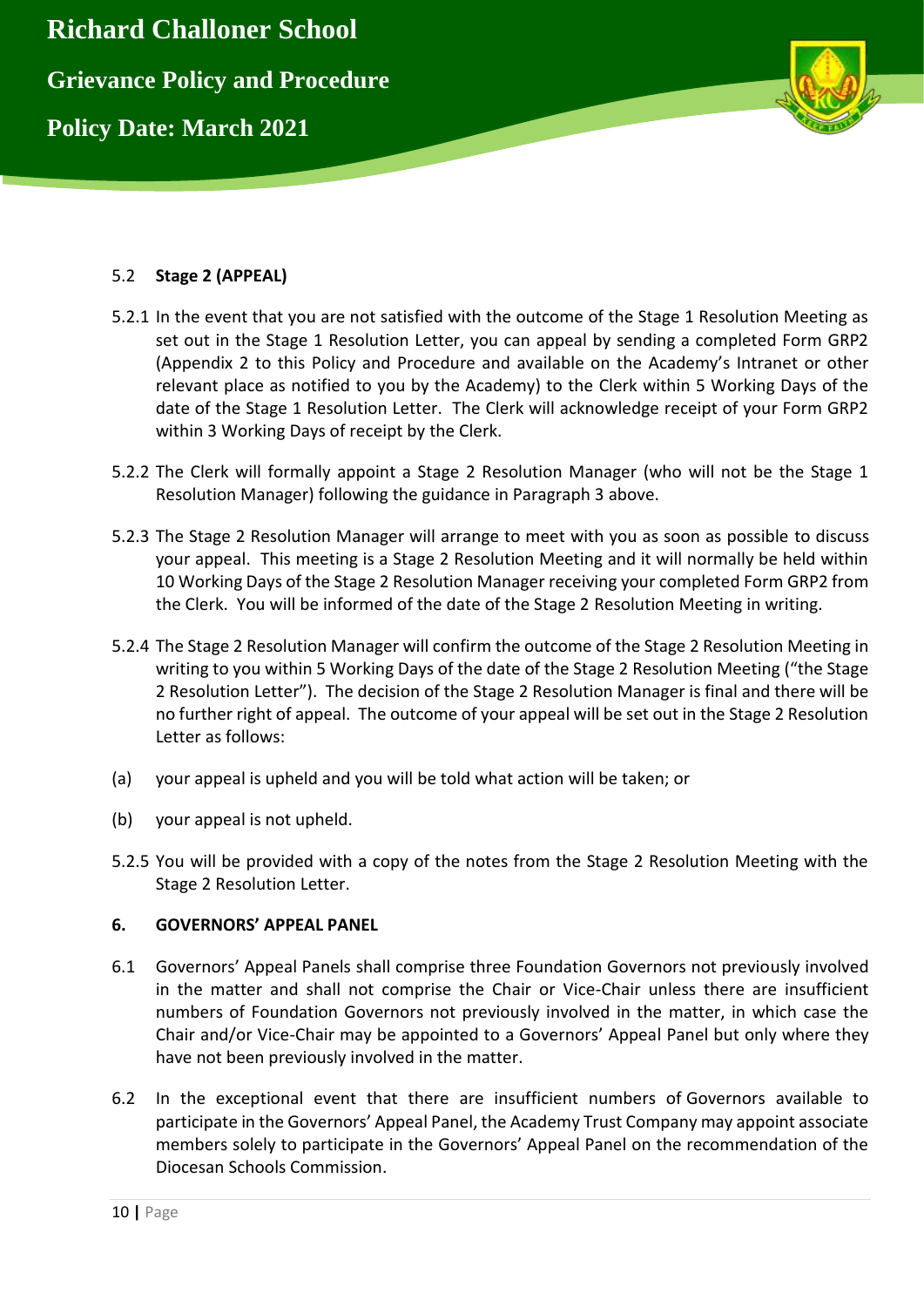### 5.2 Stage 2 (APPEAL)

5.2.1 In the event that you are not satisfied with the outcome of the Stage 1 Resolution Meeting as set out in the Stage 1 Resolution Letter, you can appeal by sending a completed Form GRP2 (Appendix 2 to this Policy and Procedure and available on the Academy's Intranet or other relevant place as notified to you by the Academy) to the Clerk within 5 Working Days of the date of the Stage 1 Resolution Letter. The Clerk will acknowledge receipt of your Form GRP2 within 3 Working Days of receipt by the Clerk.

5.2.2 The Clerk will formally appoint a Stage 2 Resolution Manager (who will not be the Stage 1 Resolution Manager) following the guidance in Paragraph 3 above.

5.2.3 The Stage 2 Resolution Manager will arrange to meet with you as soon as possible to discuss your appeal. This meeting is a Stage 2 Resolution Meeting and it will normally be held within 10 Working Days of the Stage 2 Resolution Manager receiving your completed Form GRP2 from the Clerk. You will be informed of the date of the Stage 2 Resolution Meeting in writing.

5.2.4 The Stage 2 Resolution Manager will confirm the outcome of the Stage 2 Resolution Meeting in writing to you within 5 Working Days of the date of the Stage 2 Resolution Meeting ("the Stage 2 Resolution Letter"). The decision of the Stage 2 Resolution Manager is final and there will be no further right of appeal. The outcome of your appeal will be set out in the Stage 2 Resolution Letter as follows:

(a) your appeal is upheld and you will be told what action will be taken; or

(b) your appeal is not upheld.

5.2.5 You will be provided with a copy of the notes from the Stage 2 Resolution Meeting with the Stage 2 Resolution Letter.

## 6. GOVERNORS' APPEAL PANEL

6.1 Governors' Appeal Panels shall comprise three Foundation Governors not previously involved in the matter and shall not comprise the Chair or Vice-Chair unless there are insufficient numbers of Foundation Governors not previously involved in the matter, in which case the Chair and/or Vice-Chair may be appointed to a Governors' Appeal Panel but only where they have not been previously involved in the matter.

6.2 In the exceptional event that there are insufficient numbers of Governors available to participate in the Governors' Appeal Panel, the Academy Trust Company may appoint associate members solely to participate in the Governors' Appeal Panel on the recommendation of the Diocesan Schools Commission.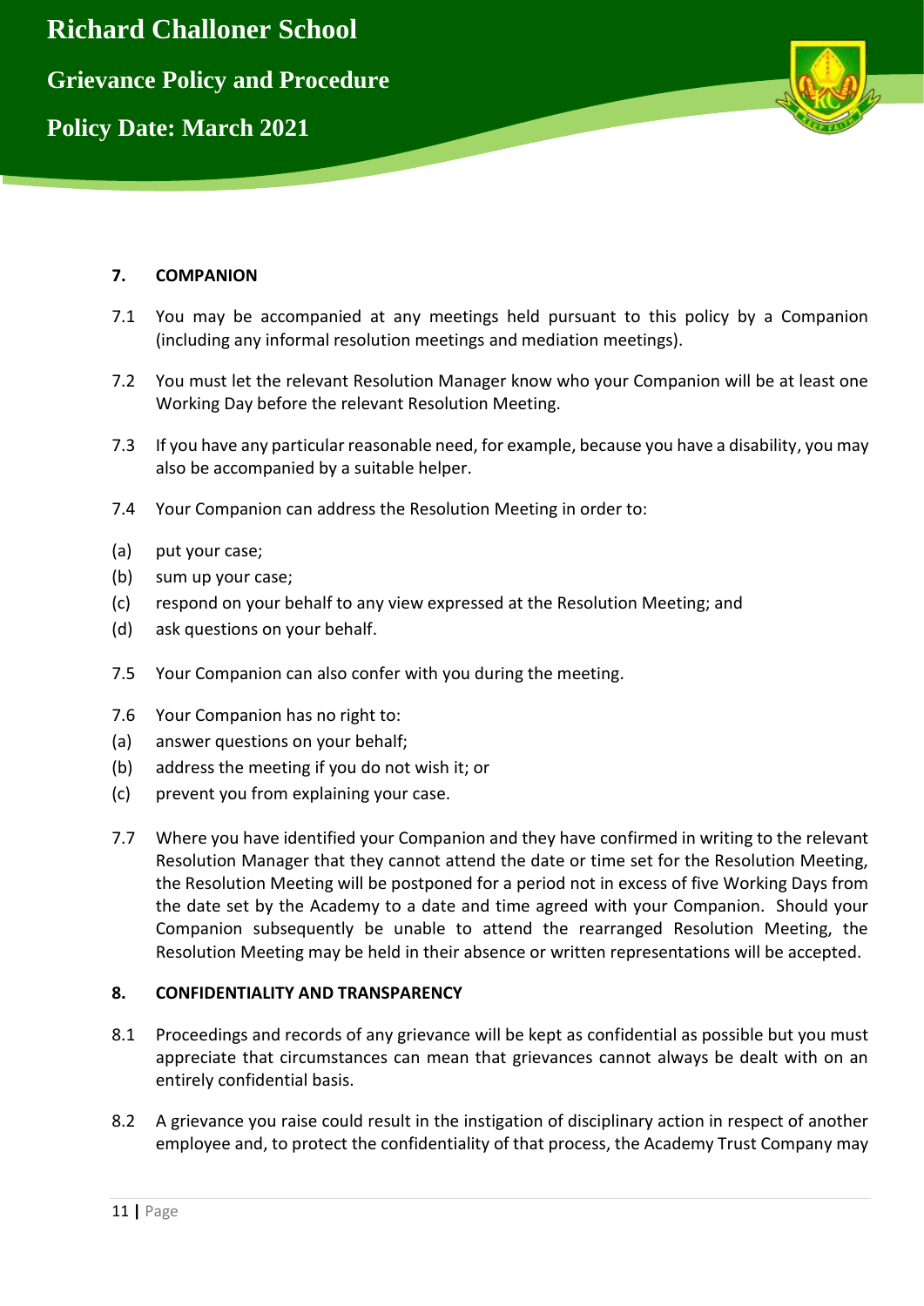## 7. COMPANION

7.1 You may be accompanied at any meetings held pursuant to this policy by a Companion (including any informal resolution meetings and mediation meetings).

7.2 You must let the relevant Resolution Manager know who your Companion will be at least one Working Day before the relevant Resolution Meeting.

7.3 If you have any particular reasonable need, for example, because you have a disability, you may also be accompanied by a suitable helper.

7.4 Your Companion can address the Resolution Meeting in order to:

(a) put your case;
(b) sum up your case;
(c) respond on your behalf to any view expressed at the Resolution Meeting; and
(d) ask questions on your behalf.

7.5 Your Companion can also confer with you during the meeting.

7.6 Your Companion has no right to:
(a) answer questions on your behalf;
(b) address the meeting if you do not wish it; or
(c) prevent you from explaining your case.

7.7 Where you have identified your Companion and they have confirmed in writing to the relevant Resolution Manager that they cannot attend the date or time set for the Resolution Meeting, the Resolution Meeting will be postponed for a period not in excess of five Working Days from the date set by the Academy to a date and time agreed with your Companion. Should your Companion subsequently be unable to attend the rearranged Resolution Meeting, the Resolution Meeting may be held in their absence or written representations will be accepted.

## 8. CONFIDENTIALITY AND TRANSPARENCY

8.1 Proceedings and records of any grievance will be kept as confidential as possible but you must appreciate that circumstances can mean that grievances cannot always be dealt with on an entirely confidential basis.

8.2 A grievance you raise could result in the instigation of disciplinary action in respect of another employee and, to protect the confidentiality of that process, the Academy Trust Company may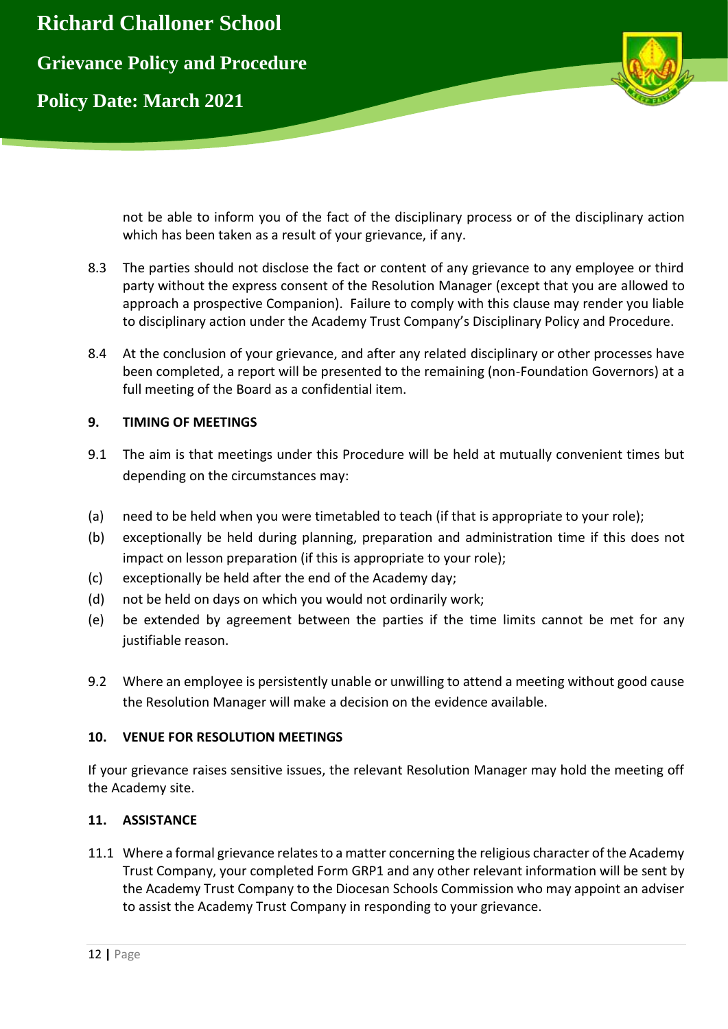not be able to inform you of the fact of the disciplinary process or of the disciplinary action which has been taken as a result of your grievance, if any.

8.3 The parties should not disclose the fact or content of any grievance to any employee or third party without the express consent of the Resolution Manager (except that you are allowed to approach a prospective Companion). Failure to comply with this clause may render you liable to disciplinary action under the Academy Trust Company's Disciplinary Policy and Procedure.

8.4 At the conclusion of your grievance, and after any related disciplinary or other processes have been completed, a report will be presented to the remaining (non-Foundation Governors) at a full meeting of the Board as a confidential item.

## 9. TIMING OF MEETINGS

9.1 The aim is that meetings under this Procedure will be held at mutually convenient times but depending on the circumstances may:

(a) need to be held when you were timetabled to teach (if that is appropriate to your role);
(b) exceptionally be held during planning, preparation and administration time if this does not impact on lesson preparation (if this is appropriate to your role);
(c) exceptionally be held after the end of the Academy day;
(d) not be held on days on which you would not ordinarily work;
(e) be extended by agreement between the parties if the time limits cannot be met for any justifiable reason.

9.2 Where an employee is persistently unable or unwilling to attend a meeting without good cause the Resolution Manager will make a decision on the evidence available.

## 10. VENUE FOR RESOLUTION MEETINGS

If your grievance raises sensitive issues, the relevant Resolution Manager may hold the meeting off the Academy site.

## 11. ASSISTANCE

11.1 Where a formal grievance relates to a matter concerning the religious character of the Academy Trust Company, your completed Form GRP1 and any other relevant information will be sent by the Academy Trust Company to the Diocesan Schools Commission who may appoint an adviser to assist the Academy Trust Company in responding to your grievance.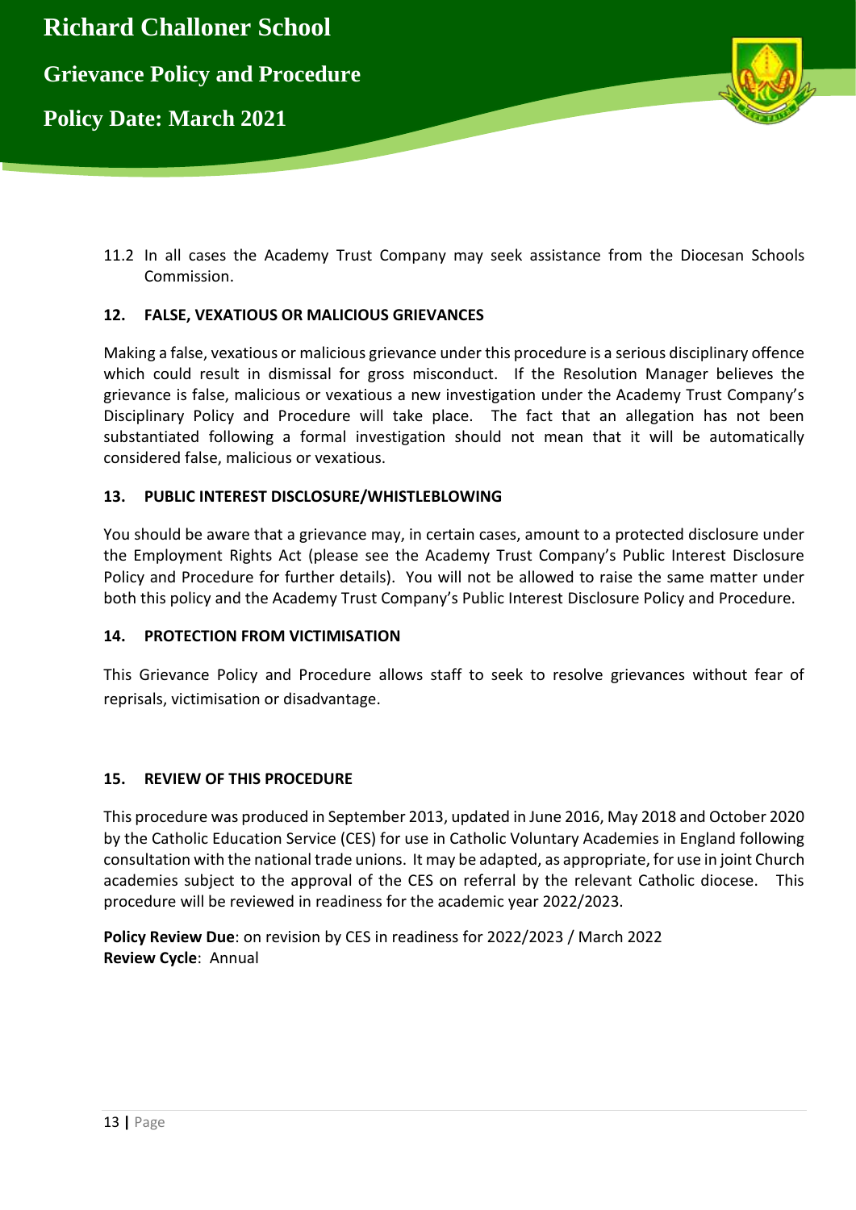11.2 In all cases the Academy Trust Company may seek assistance from the Diocesan Schools Commission.

## 12. FALSE, VEXATIOUS OR MALICIOUS GRIEVANCES

Making a false, vexatious or malicious grievance under this procedure is a serious disciplinary offence which could result in dismissal for gross misconduct. If the Resolution Manager believes the grievance is false, malicious or vexatious a new investigation under the Academy Trust Company's Disciplinary Policy and Procedure will take place. The fact that an allegation has not been substantiated following a formal investigation should not mean that it will be automatically considered false, malicious or vexatious.

## 13. PUBLIC INTEREST DISCLOSURE/WHISTLEBLOWING

You should be aware that a grievance may, in certain cases, amount to a protected disclosure under the Employment Rights Act (please see the Academy Trust Company's Public Interest Disclosure Policy and Procedure for further details). You will not be allowed to raise the same matter under both this policy and the Academy Trust Company's Public Interest Disclosure Policy and Procedure.

## 14. PROTECTION FROM VICTIMISATION

This Grievance Policy and Procedure allows staff to seek to resolve grievances without fear of reprisals, victimisation or disadvantage.

## 15. REVIEW OF THIS PROCEDURE

This procedure was produced in September 2013, updated in June 2016, May 2018 and October 2020 by the Catholic Education Service (CES) for use in Catholic Voluntary Academies in England following consultation with the national trade unions. It may be adapted, as appropriate, for use in joint Church academies subject to the approval of the CES on referral by the relevant Catholic diocese. This procedure will be reviewed in readiness for the academic year 2022/2023.

**Policy Review Due**: on revision by CES in readiness for 2022/2023 / March 2022
**Review Cycle**: Annual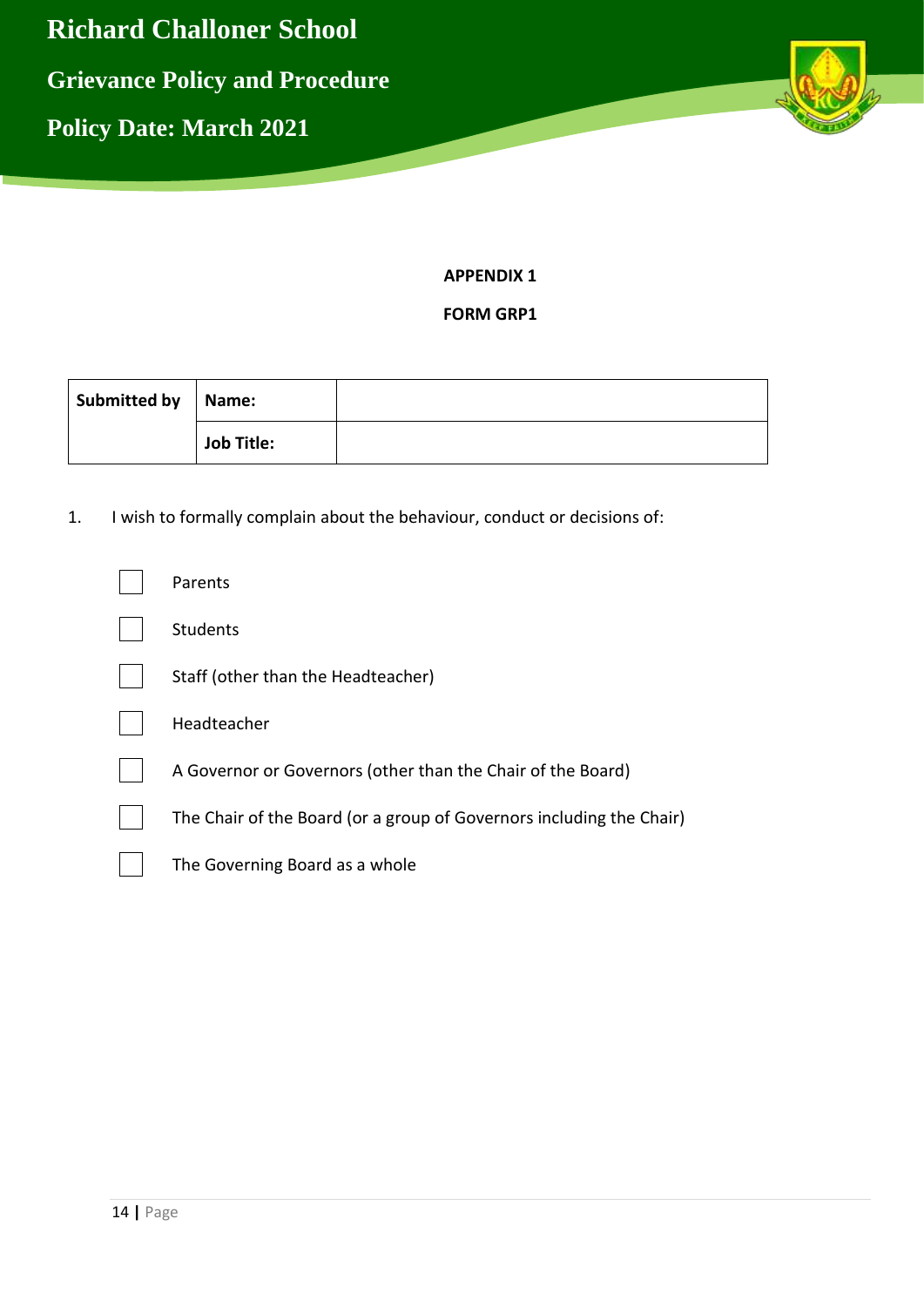**APPENDIX 1**

**FORM GRP1**

| **Submitted by** | **Name:** | |
|---|---|---|
| | **Job Title:** | |

1. I wish to formally complain about the behaviour, conduct or decisions of:

- ☐ Parents
- ☐ Students
- ☐ Staff (other than the Headteacher)
- ☐ Headteacher
- ☐ A Governor or Governors (other than the Chair of the Board)
- ☐ The Chair of the Board (or a group of Governors including the Chair)
- ☐ The Governing Board as a whole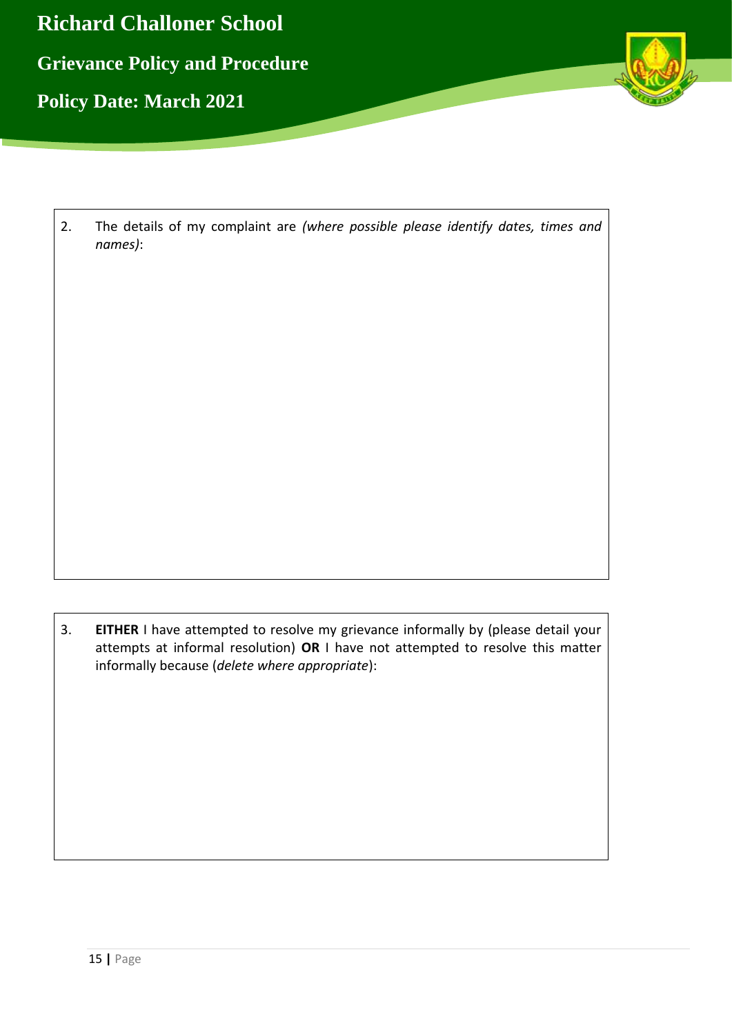2. The details of my complaint are *(where possible please identify dates, times and names)*:

3. **EITHER** I have attempted to resolve my grievance informally by (please detail your attempts at informal resolution) **OR** I have not attempted to resolve this matter informally because (*delete where appropriate*):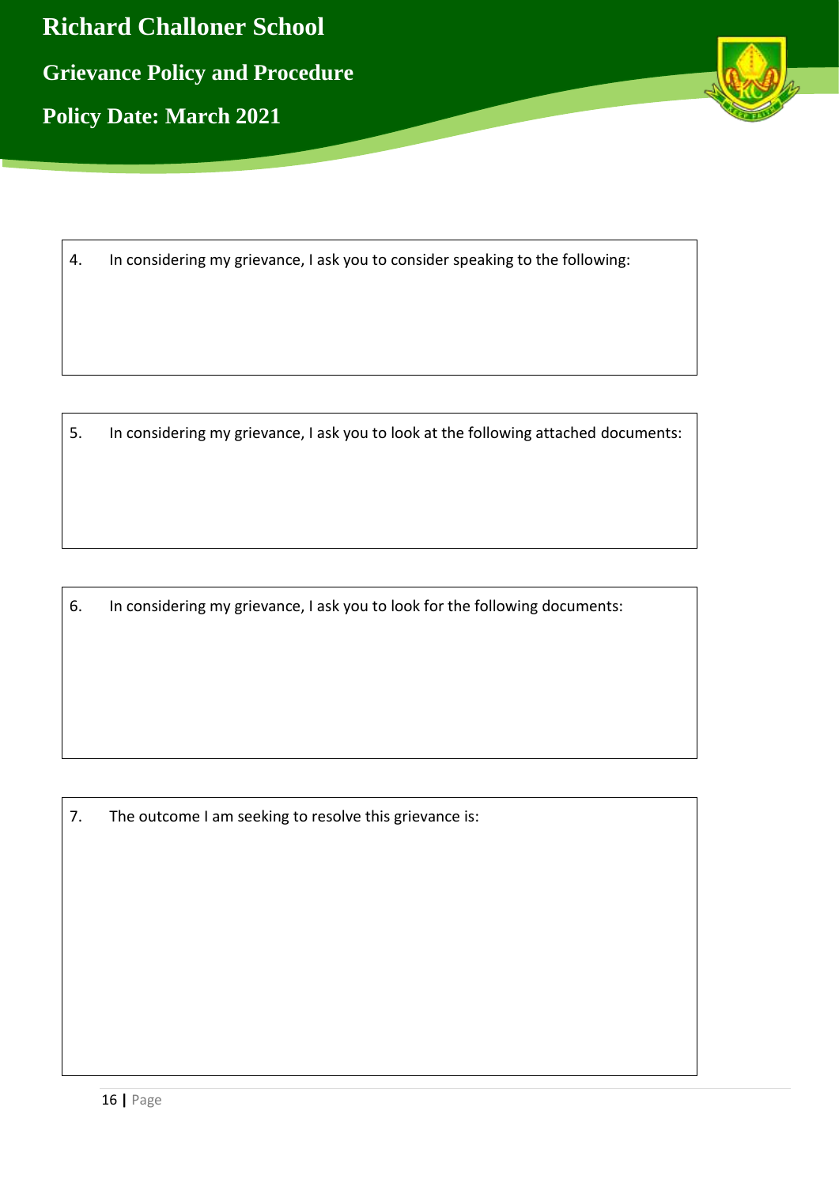4. In considering my grievance, I ask you to consider speaking to the following:

5. In considering my grievance, I ask you to look at the following attached documents:

6. In considering my grievance, I ask you to look for the following documents:

7. The outcome I am seeking to resolve this grievance is: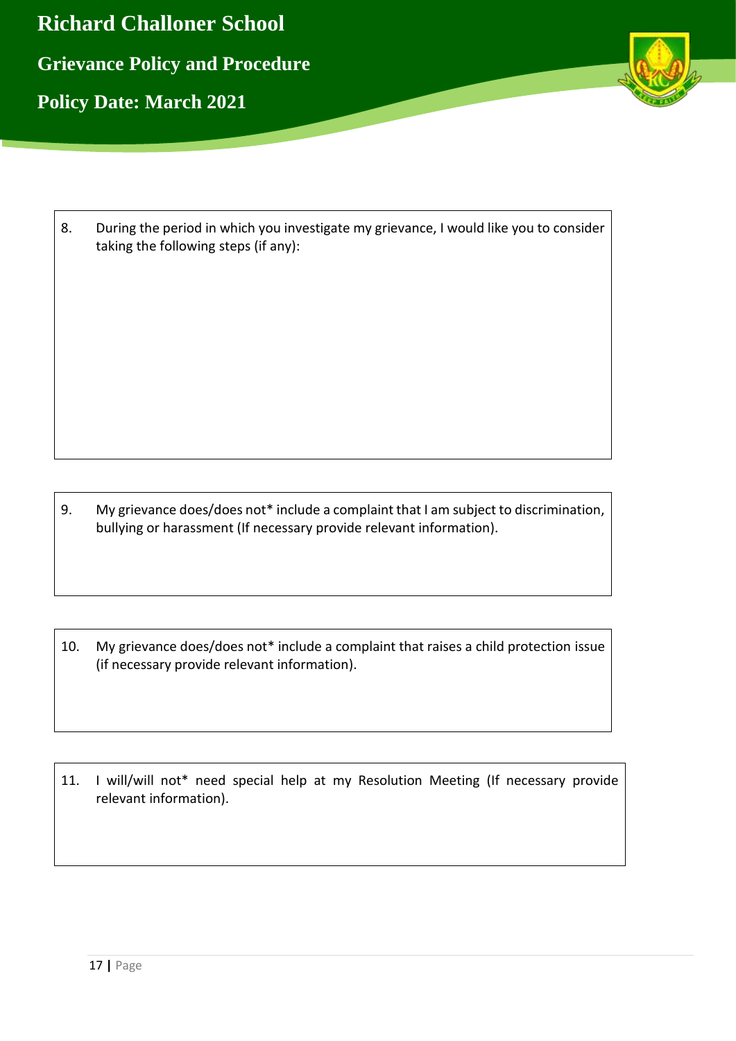8. During the period in which you investigate my grievance, I would like you to consider taking the following steps (if any):

9. My grievance does/does not* include a complaint that I am subject to discrimination, bullying or harassment (If necessary provide relevant information).

10. My grievance does/does not* include a complaint that raises a child protection issue (if necessary provide relevant information).

11. I will/will not* need special help at my Resolution Meeting (If necessary provide relevant information).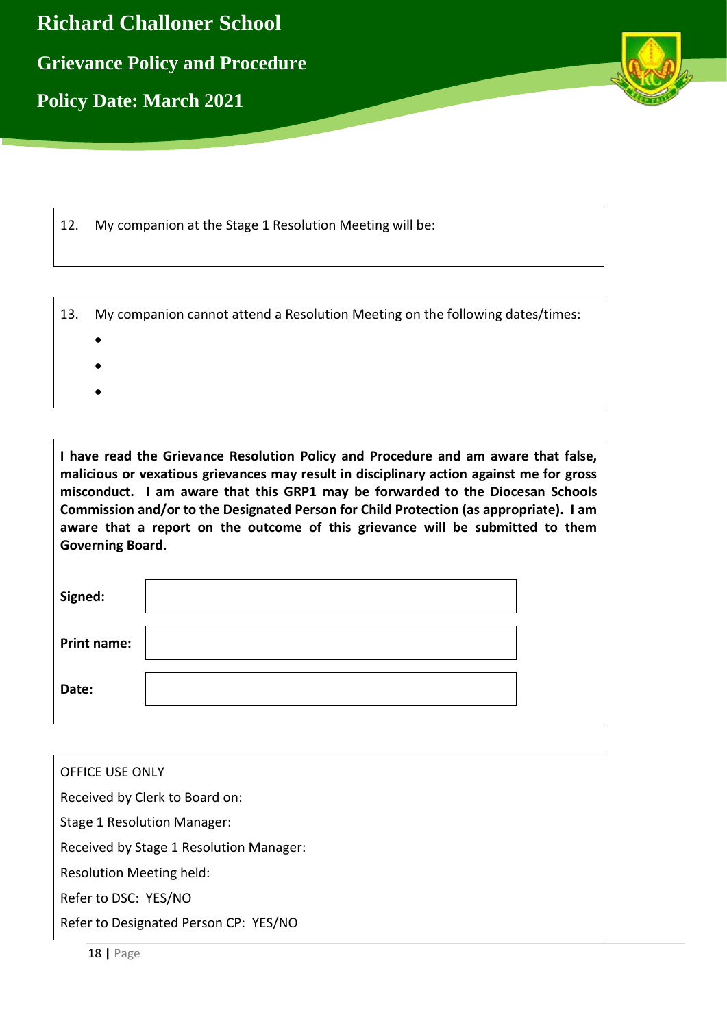12. My companion at the Stage 1 Resolution Meeting will be:

13. My companion cannot attend a Resolution Meeting on the following dates/times:

- 
- 
- 

**I have read the Grievance Resolution Policy and Procedure and am aware that false, malicious or vexatious grievances may result in disciplinary action against me for gross misconduct. I am aware that this GRP1 may be forwarded to the Diocesan Schools Commission and/or to the Designated Person for Child Protection (as appropriate). I am aware that a report on the outcome of this grievance will be submitted to them Governing Board.**

| | |
|---|---|
| **Signed:** | |
| **Print name:** | |
| **Date:** | |

OFFICE USE ONLY

Received by Clerk to Board on:

Stage 1 Resolution Manager:

Received by Stage 1 Resolution Manager:

Resolution Meeting held:

Refer to DSC: YES/NO

Refer to Designated Person CP: YES/NO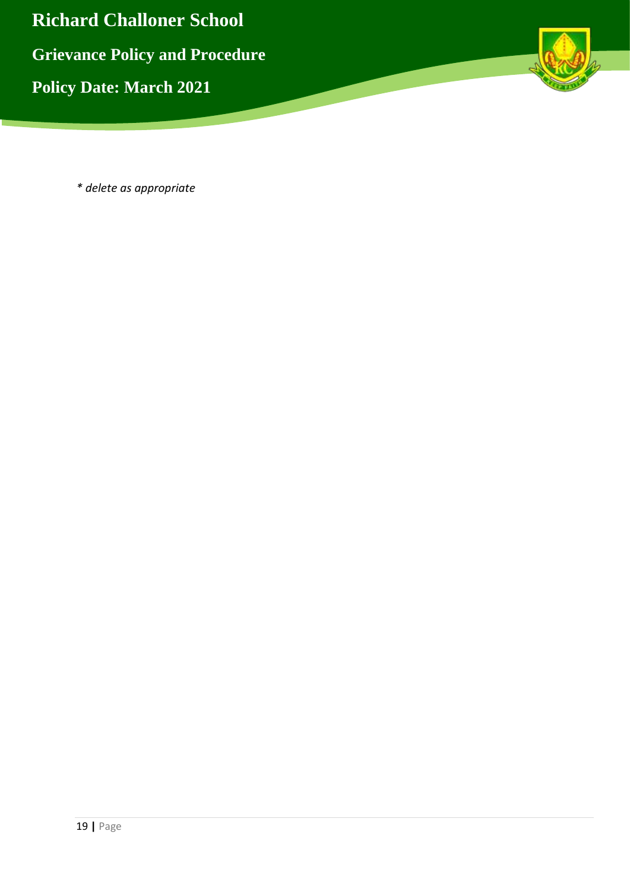*\* delete as appropriate*

_* delete as appropriate_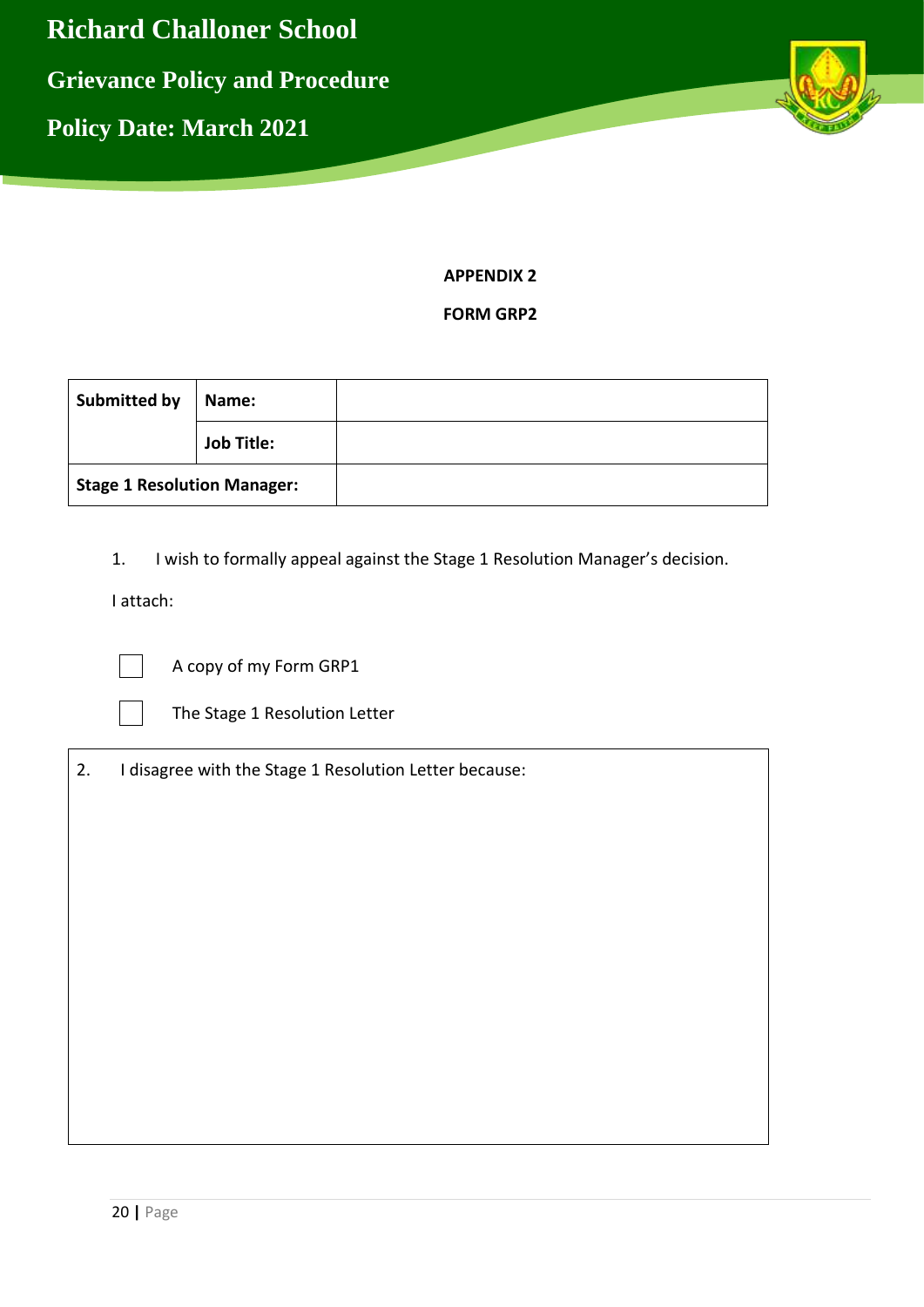**APPENDIX 2**

**FORM GRP2**

| **Submitted by** | **Name:** | |
|---|---|---|
| | **Job Title:** | |
| **Stage 1 Resolution Manager:** | | |

1. I wish to formally appeal against the Stage 1 Resolution Manager's decision.

I attach:

- [ ] A copy of my Form GRP1
- [ ] The Stage 1 Resolution Letter

| 2. I disagree with the Stage 1 Resolution Letter because: |
|---|
| |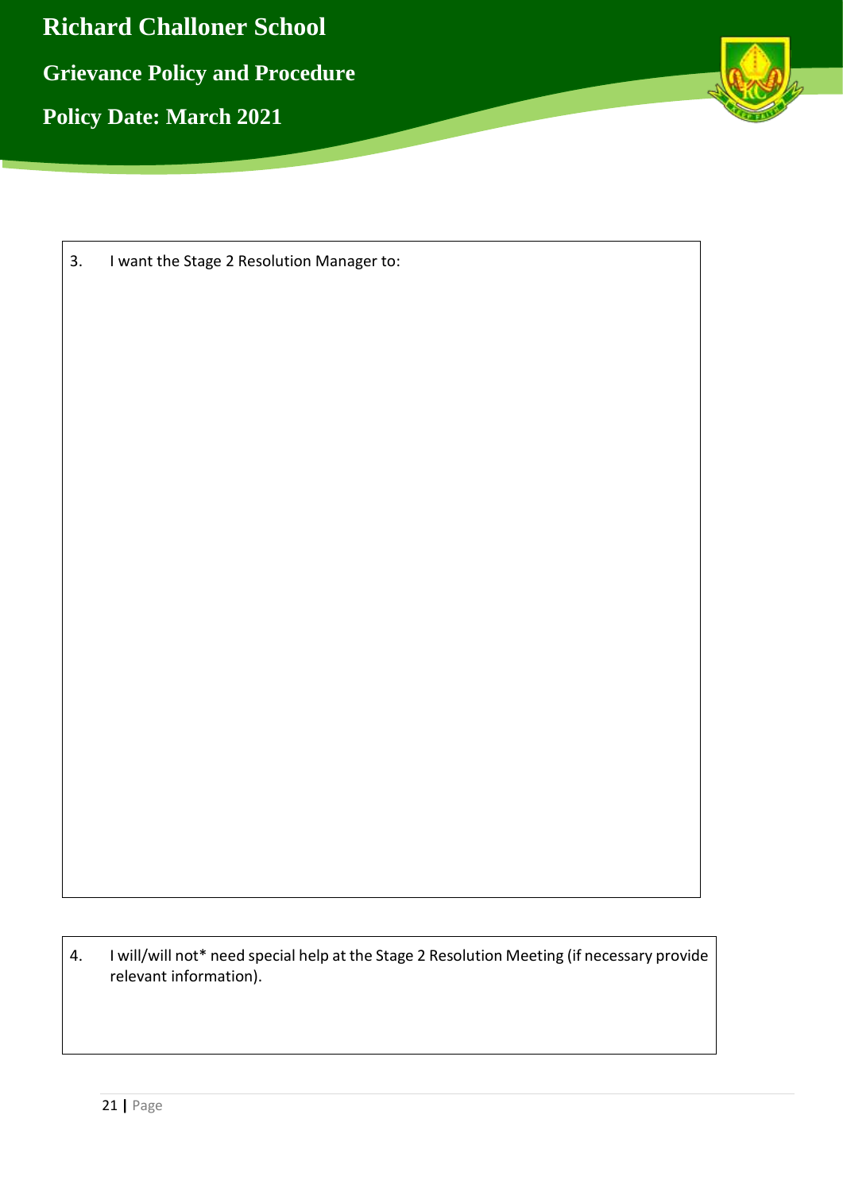3. I want the Stage 2 Resolution Manager to:

4. I will/will not* need special help at the Stage 2 Resolution Meeting (if necessary provide relevant information).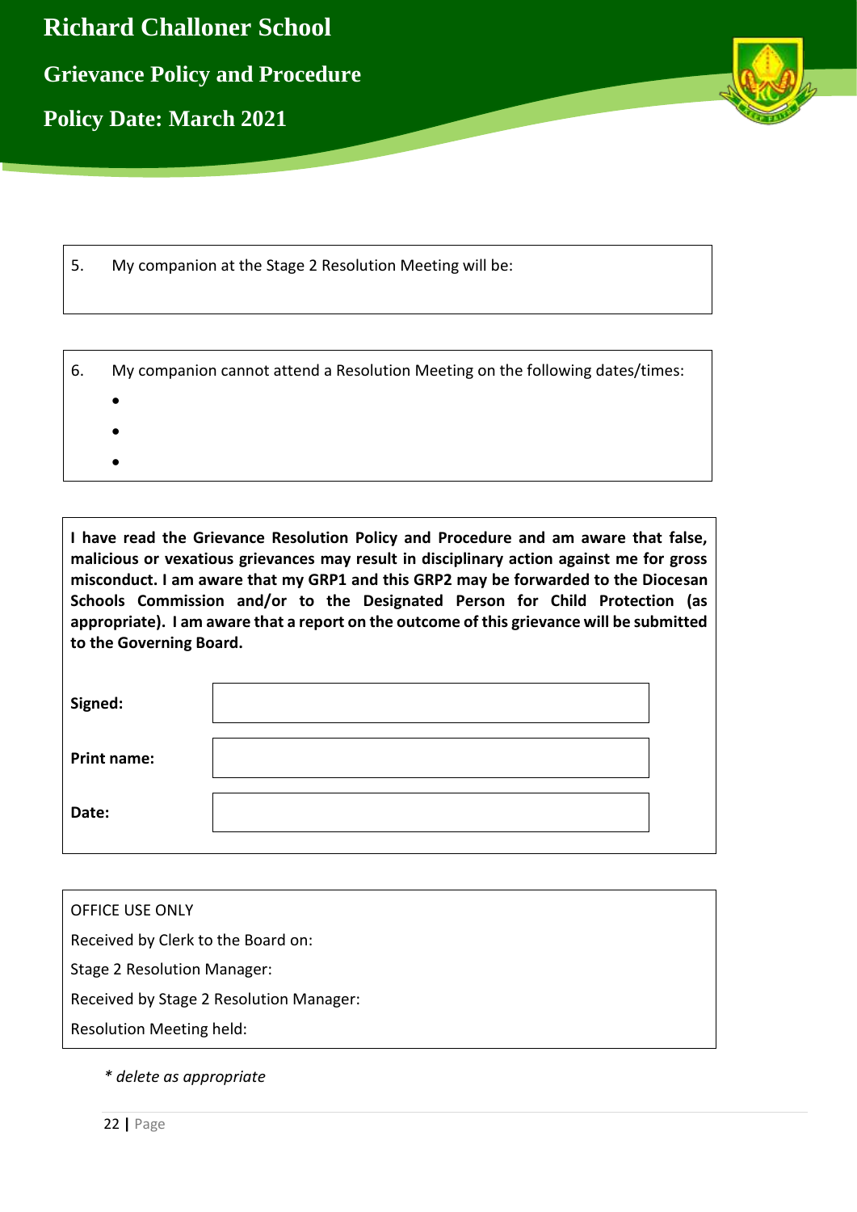5. My companion at the Stage 2 Resolution Meeting will be:

6. My companion cannot attend a Resolution Meeting on the following dates/times:

- 
- 
- 

**I have read the Grievance Resolution Policy and Procedure and am aware that false, malicious or vexatious grievances may result in disciplinary action against me for gross misconduct. I am aware that my GRP1 and this GRP2 may be forwarded to the Diocesan Schools Commission and/or to the Designated Person for Child Protection (as appropriate). I am aware that a report on the outcome of this grievance will be submitted to the Governing Board.**

| | |
|---|---|
| **Signed:** | |
| **Print name:** | |
| **Date:** | |

OFFICE USE ONLY

Received by Clerk to the Board on:

Stage 2 Resolution Manager:

Received by Stage 2 Resolution Manager:

Resolution Meeting held:

*\* delete as appropriate*